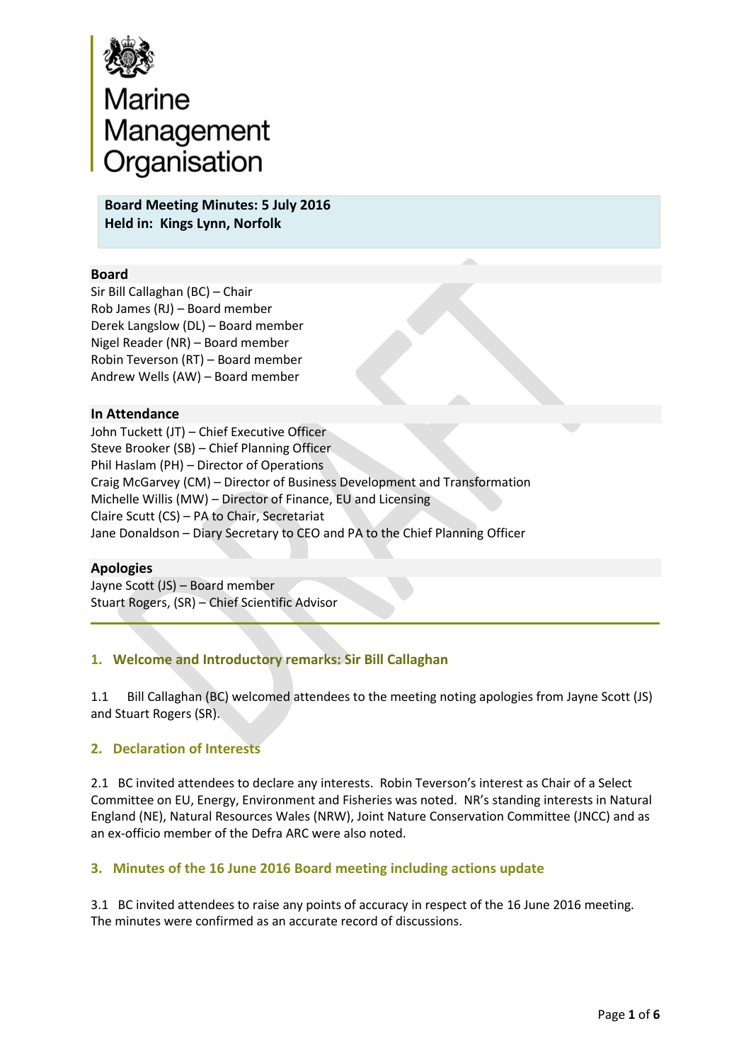# Marine Management Organisation

**Board Meeting Minutes: 5 July 2016**
**Held in: Kings Lynn, Norfolk**

**Board**

Sir Bill Callaghan (BC) – Chair
Rob James (RJ) – Board member
Derek Langslow (DL) – Board member
Nigel Reader (NR) – Board member
Robin Teverson (RT) – Board member
Andrew Wells (AW) – Board member

**In Attendance**

John Tuckett (JT) – Chief Executive Officer
Steve Brooker (SB) – Chief Planning Officer
Phil Haslam (PH) – Director of Operations
Craig McGarvey (CM) – Director of Business Development and Transformation
Michelle Willis (MW) – Director of Finance, EU and Licensing
Claire Scutt (CS) – PA to Chair, Secretariat
Jane Donaldson – Diary Secretary to CEO and PA to the Chief Planning Officer

**Apologies**

Jayne Scott (JS) – Board member
Stuart Rogers, (SR) – Chief Scientific Advisor

## 1. Welcome and Introductory remarks: Sir Bill Callaghan

1.1 Bill Callaghan (BC) welcomed attendees to the meeting noting apologies from Jayne Scott (JS) and Stuart Rogers (SR).

## 2. Declaration of Interests

2.1 BC invited attendees to declare any interests. Robin Teverson's interest as Chair of a Select Committee on EU, Energy, Environment and Fisheries was noted. NR's standing interests in Natural England (NE), Natural Resources Wales (NRW), Joint Nature Conservation Committee (JNCC) and as an ex-officio member of the Defra ARC were also noted.

## 3. Minutes of the 16 June 2016 Board meeting including actions update

3.1 BC invited attendees to raise any points of accuracy in respect of the 16 June 2016 meeting. The minutes were confirmed as an accurate record of discussions.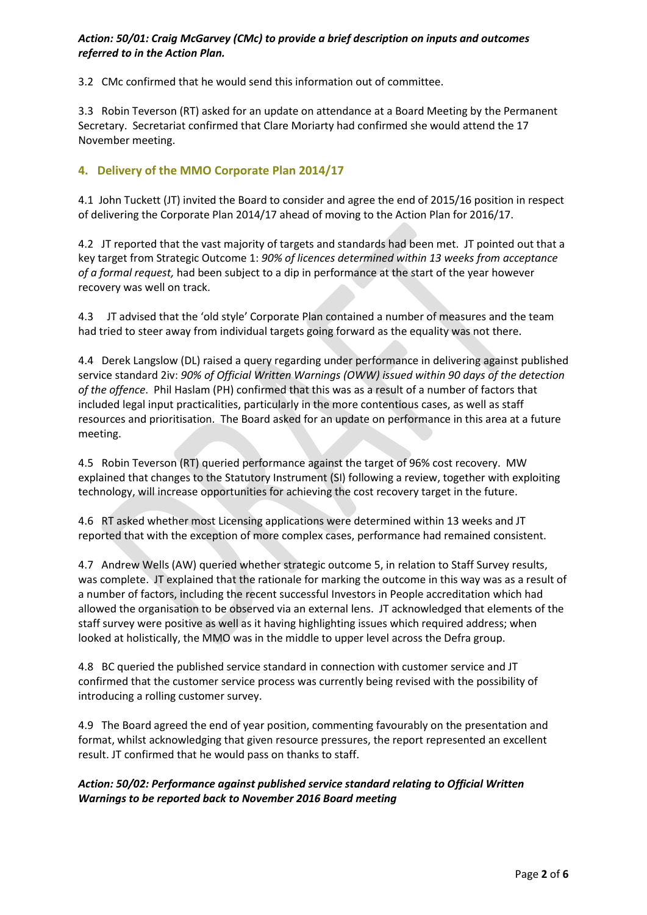***Action: 50/01: Craig McGarvey (CMc) to provide a brief description on inputs and outcomes referred to in the Action Plan.***

3.2 CMc confirmed that he would send this information out of committee.

3.3 Robin Teverson (RT) asked for an update on attendance at a Board Meeting by the Permanent Secretary. Secretariat confirmed that Clare Moriarty had confirmed she would attend the 17 November meeting.

## 4. Delivery of the MMO Corporate Plan 2014/17

4.1 John Tuckett (JT) invited the Board to consider and agree the end of 2015/16 position in respect of delivering the Corporate Plan 2014/17 ahead of moving to the Action Plan for 2016/17.

4.2 JT reported that the vast majority of targets and standards had been met. JT pointed out that a key target from Strategic Outcome 1: *90% of licences determined within 13 weeks from acceptance of a formal request,* had been subject to a dip in performance at the start of the year however recovery was well on track.

4.3 JT advised that the 'old style' Corporate Plan contained a number of measures and the team had tried to steer away from individual targets going forward as the equality was not there.

4.4 Derek Langslow (DL) raised a query regarding under performance in delivering against published service standard 2iv: *90% of Official Written Warnings (OWW) issued within 90 days of the detection of the offence*. Phil Haslam (PH) confirmed that this was as a result of a number of factors that included legal input practicalities, particularly in the more contentious cases, as well as staff resources and prioritisation. The Board asked for an update on performance in this area at a future meeting.

4.5 Robin Teverson (RT) queried performance against the target of 96% cost recovery. MW explained that changes to the Statutory Instrument (SI) following a review, together with exploiting technology, will increase opportunities for achieving the cost recovery target in the future.

4.6 RT asked whether most Licensing applications were determined within 13 weeks and JT reported that with the exception of more complex cases, performance had remained consistent.

4.7 Andrew Wells (AW) queried whether strategic outcome 5, in relation to Staff Survey results, was complete. JT explained that the rationale for marking the outcome in this way was as a result of a number of factors, including the recent successful Investors in People accreditation which had allowed the organisation to be observed via an external lens. JT acknowledged that elements of the staff survey were positive as well as it having highlighting issues which required address; when looked at holistically, the MMO was in the middle to upper level across the Defra group.

4.8 BC queried the published service standard in connection with customer service and JT confirmed that the customer service process was currently being revised with the possibility of introducing a rolling customer survey.

4.9 The Board agreed the end of year position, commenting favourably on the presentation and format, whilst acknowledging that given resource pressures, the report represented an excellent result. JT confirmed that he would pass on thanks to staff.

***Action: 50/02: Performance against published service standard relating to Official Written Warnings to be reported back to November 2016 Board meeting***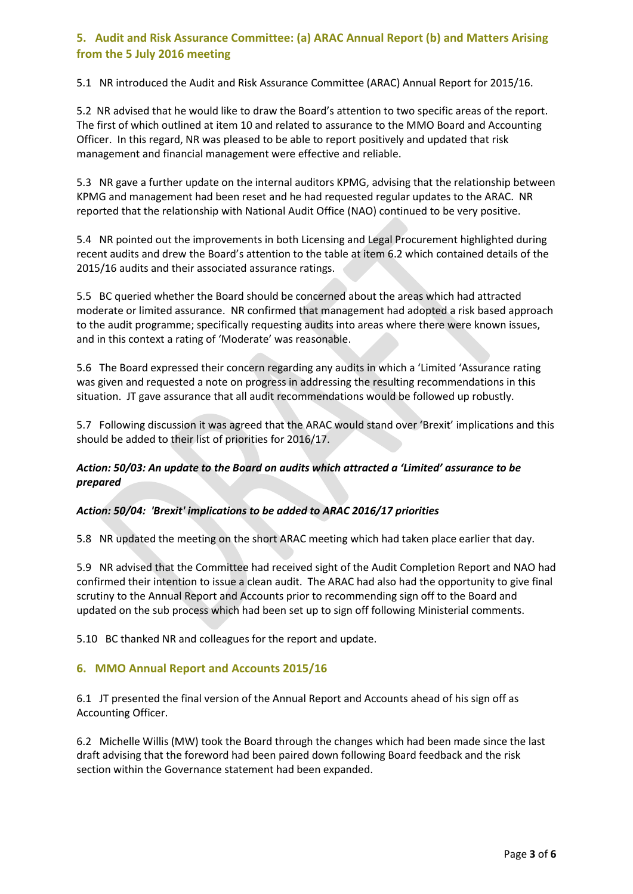## 5. Audit and Risk Assurance Committee: (a) ARAC Annual Report (b) and Matters Arising from the 5 July 2016 meeting

5.1 NR introduced the Audit and Risk Assurance Committee (ARAC) Annual Report for 2015/16.

5.2 NR advised that he would like to draw the Board's attention to two specific areas of the report. The first of which outlined at item 10 and related to assurance to the MMO Board and Accounting Officer. In this regard, NR was pleased to be able to report positively and updated that risk management and financial management were effective and reliable.

5.3 NR gave a further update on the internal auditors KPMG, advising that the relationship between KPMG and management had been reset and he had requested regular updates to the ARAC. NR reported that the relationship with National Audit Office (NAO) continued to be very positive.

5.4 NR pointed out the improvements in both Licensing and Legal Procurement highlighted during recent audits and drew the Board's attention to the table at item 6.2 which contained details of the 2015/16 audits and their associated assurance ratings.

5.5 BC queried whether the Board should be concerned about the areas which had attracted moderate or limited assurance. NR confirmed that management had adopted a risk based approach to the audit programme; specifically requesting audits into areas where there were known issues, and in this context a rating of 'Moderate' was reasonable.

5.6 The Board expressed their concern regarding any audits in which a 'Limited 'Assurance rating was given and requested a note on progress in addressing the resulting recommendations in this situation. JT gave assurance that all audit recommendations would be followed up robustly.

5.7 Following discussion it was agreed that the ARAC would stand over 'Brexit' implications and this should be added to their list of priorities for 2016/17.

***Action: 50/03: An update to the Board on audits which attracted a 'Limited' assurance to be prepared***

***Action: 50/04: 'Brexit' implications to be added to ARAC 2016/17 priorities***

5.8 NR updated the meeting on the short ARAC meeting which had taken place earlier that day.

5.9 NR advised that the Committee had received sight of the Audit Completion Report and NAO had confirmed their intention to issue a clean audit. The ARAC had also had the opportunity to give final scrutiny to the Annual Report and Accounts prior to recommending sign off to the Board and updated on the sub process which had been set up to sign off following Ministerial comments.

5.10 BC thanked NR and colleagues for the report and update.

## 6. MMO Annual Report and Accounts 2015/16

6.1 JT presented the final version of the Annual Report and Accounts ahead of his sign off as Accounting Officer.

6.2 Michelle Willis (MW) took the Board through the changes which had been made since the last draft advising that the foreword had been paired down following Board feedback and the risk section within the Governance statement had been expanded.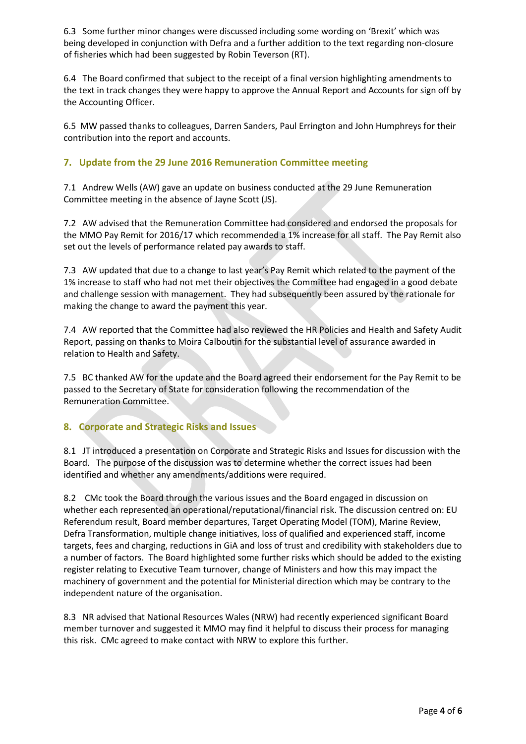6.3 Some further minor changes were discussed including some wording on 'Brexit' which was being developed in conjunction with Defra and a further addition to the text regarding non-closure of fisheries which had been suggested by Robin Teverson (RT).

6.4 The Board confirmed that subject to the receipt of a final version highlighting amendments to the text in track changes they were happy to approve the Annual Report and Accounts for sign off by the Accounting Officer.

6.5 MW passed thanks to colleagues, Darren Sanders, Paul Errington and John Humphreys for their contribution into the report and accounts.

## 7. Update from the 29 June 2016 Remuneration Committee meeting

7.1 Andrew Wells (AW) gave an update on business conducted at the 29 June Remuneration Committee meeting in the absence of Jayne Scott (JS).

7.2 AW advised that the Remuneration Committee had considered and endorsed the proposals for the MMO Pay Remit for 2016/17 which recommended a 1% increase for all staff. The Pay Remit also set out the levels of performance related pay awards to staff.

7.3 AW updated that due to a change to last year's Pay Remit which related to the payment of the 1% increase to staff who had not met their objectives the Committee had engaged in a good debate and challenge session with management. They had subsequently been assured by the rationale for making the change to award the payment this year.

7.4 AW reported that the Committee had also reviewed the HR Policies and Health and Safety Audit Report, passing on thanks to Moira Calboutin for the substantial level of assurance awarded in relation to Health and Safety.

7.5 BC thanked AW for the update and the Board agreed their endorsement for the Pay Remit to be passed to the Secretary of State for consideration following the recommendation of the Remuneration Committee.

## 8. Corporate and Strategic Risks and Issues

8.1 JT introduced a presentation on Corporate and Strategic Risks and Issues for discussion with the Board. The purpose of the discussion was to determine whether the correct issues had been identified and whether any amendments/additions were required.

8.2 CMc took the Board through the various issues and the Board engaged in discussion on whether each represented an operational/reputational/financial risk. The discussion centred on: EU Referendum result, Board member departures, Target Operating Model (TOM), Marine Review, Defra Transformation, multiple change initiatives, loss of qualified and experienced staff, income targets, fees and charging, reductions in GiA and loss of trust and credibility with stakeholders due to a number of factors. The Board highlighted some further risks which should be added to the existing register relating to Executive Team turnover, change of Ministers and how this may impact the machinery of government and the potential for Ministerial direction which may be contrary to the independent nature of the organisation.

8.3 NR advised that National Resources Wales (NRW) had recently experienced significant Board member turnover and suggested it MMO may find it helpful to discuss their process for managing this risk. CMc agreed to make contact with NRW to explore this further.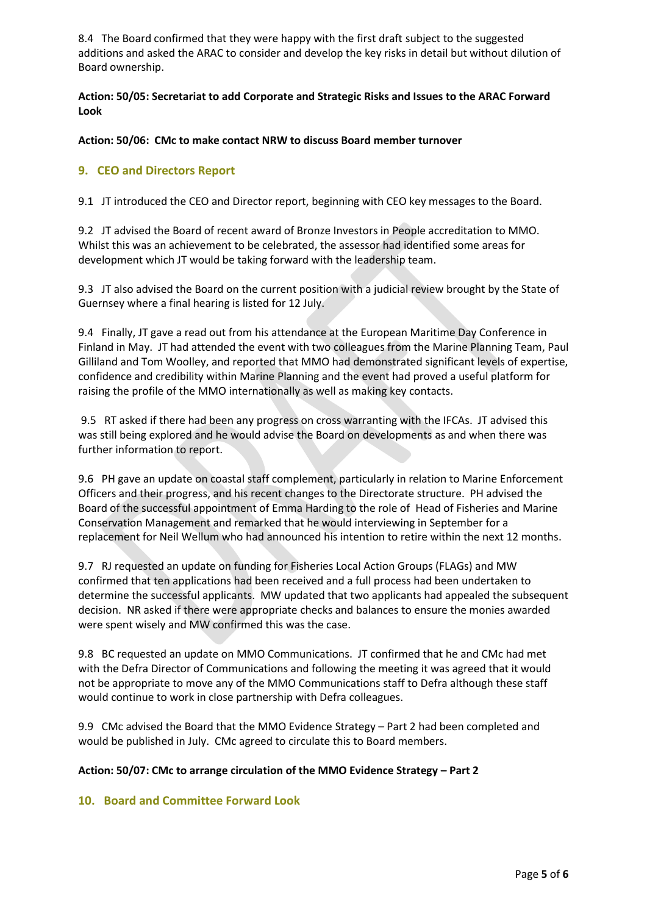8.4 The Board confirmed that they were happy with the first draft subject to the suggested additions and asked the ARAC to consider and develop the key risks in detail but without dilution of Board ownership.

**Action: 50/05: Secretariat to add Corporate and Strategic Risks and Issues to the ARAC Forward Look**

**Action: 50/06: CMc to make contact NRW to discuss Board member turnover**

## 9. CEO and Directors Report

9.1 JT introduced the CEO and Director report, beginning with CEO key messages to the Board.

9.2 JT advised the Board of recent award of Bronze Investors in People accreditation to MMO. Whilst this was an achievement to be celebrated, the assessor had identified some areas for development which JT would be taking forward with the leadership team.

9.3 JT also advised the Board on the current position with a judicial review brought by the State of Guernsey where a final hearing is listed for 12 July.

9.4 Finally, JT gave a read out from his attendance at the European Maritime Day Conference in Finland in May. JT had attended the event with two colleagues from the Marine Planning Team, Paul Gilliland and Tom Woolley, and reported that MMO had demonstrated significant levels of expertise, confidence and credibility within Marine Planning and the event had proved a useful platform for raising the profile of the MMO internationally as well as making key contacts.

9.5 RT asked if there had been any progress on cross warranting with the IFCAs. JT advised this was still being explored and he would advise the Board on developments as and when there was further information to report.

9.6 PH gave an update on coastal staff complement, particularly in relation to Marine Enforcement Officers and their progress, and his recent changes to the Directorate structure. PH advised the Board of the successful appointment of Emma Harding to the role of Head of Fisheries and Marine Conservation Management and remarked that he would interviewing in September for a replacement for Neil Wellum who had announced his intention to retire within the next 12 months.

9.7 RJ requested an update on funding for Fisheries Local Action Groups (FLAGs) and MW confirmed that ten applications had been received and a full process had been undertaken to determine the successful applicants. MW updated that two applicants had appealed the subsequent decision. NR asked if there were appropriate checks and balances to ensure the monies awarded were spent wisely and MW confirmed this was the case.

9.8 BC requested an update on MMO Communications. JT confirmed that he and CMc had met with the Defra Director of Communications and following the meeting it was agreed that it would not be appropriate to move any of the MMO Communications staff to Defra although these staff would continue to work in close partnership with Defra colleagues.

9.9 CMc advised the Board that the MMO Evidence Strategy – Part 2 had been completed and would be published in July. CMc agreed to circulate this to Board members.

**Action: 50/07: CMc to arrange circulation of the MMO Evidence Strategy – Part 2**

## 10. Board and Committee Forward Look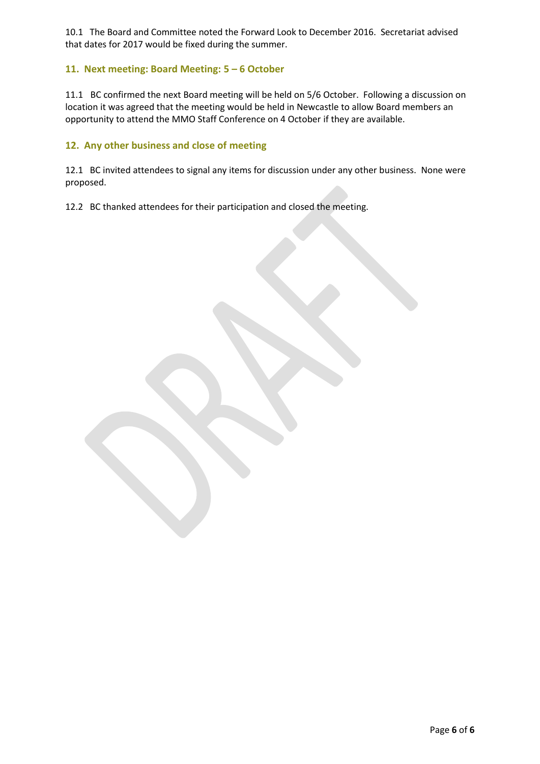10.1 The Board and Committee noted the Forward Look to December 2016. Secretariat advised that dates for 2017 would be fixed during the summer.

## 11. Next meeting: Board Meeting: 5 – 6 October

11.1 BC confirmed the next Board meeting will be held on 5/6 October. Following a discussion on location it was agreed that the meeting would be held in Newcastle to allow Board members an opportunity to attend the MMO Staff Conference on 4 October if they are available.

## 12. Any other business and close of meeting

12.1 BC invited attendees to signal any items for discussion under any other business. None were proposed.

12.2 BC thanked attendees for their participation and closed the meeting.